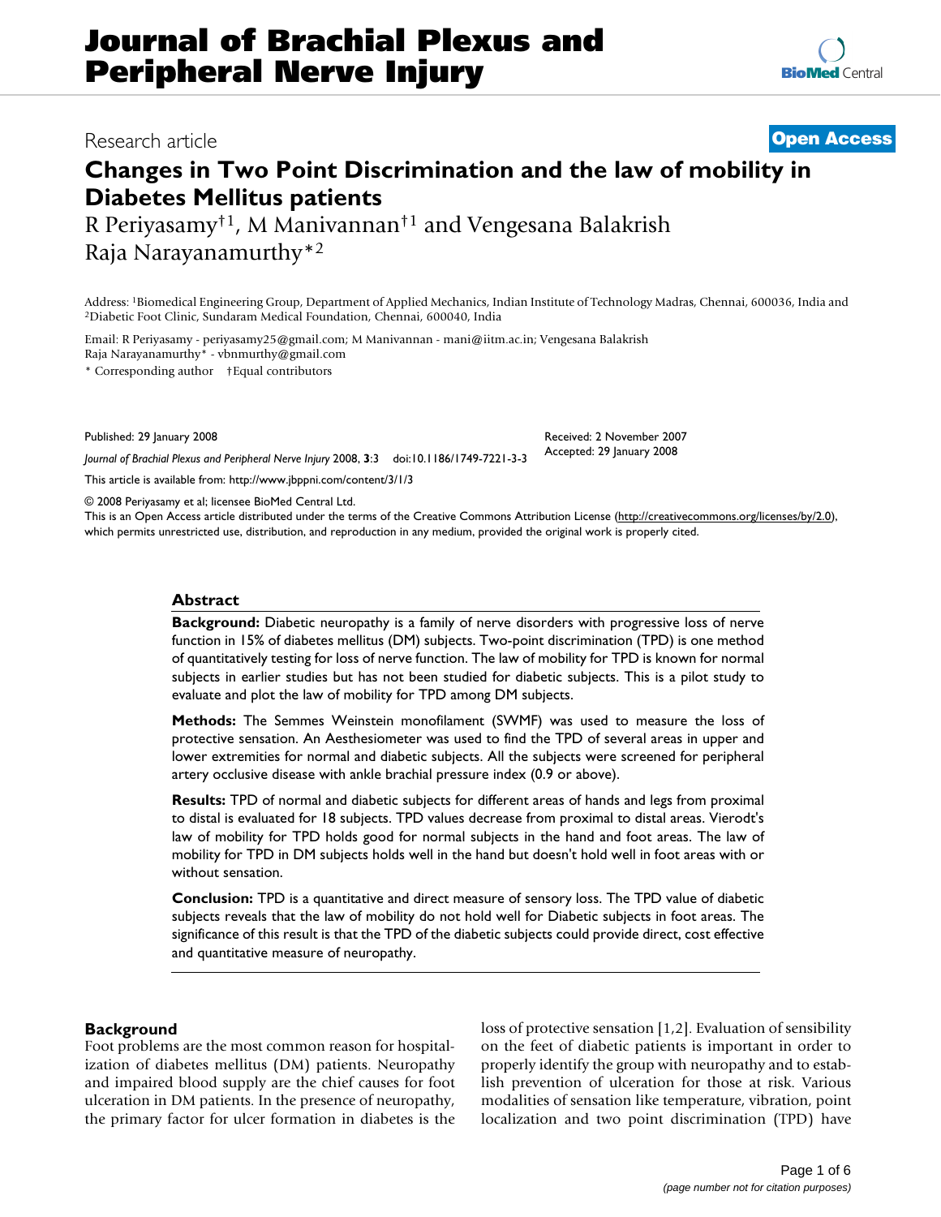Research article

**Open Access**

# Changes in Two Point Discrimination and the law of mobility in Diabetes Mellitus patients

R Periyasamy[†1], M Manivannan[†1] and Vengesana Balakrish Raja Narayanamurthy*[2]

Address: [1]Biomedical Engineering Group, Department of Applied Mechanics, Indian Institute of Technology Madras, Chennai, 600036, India and [2]Diabetic Foot Clinic, Sundaram Medical Foundation, Chennai, 600040, India

Email: R Periyasamy - periyasamy25@gmail.com; M Manivannan - mani@iitm.ac.in; Vengesana Balakrish Raja Narayanamurthy* - vbnmurthy@gmail.com

\* Corresponding author    †Equal contributors

Published: 29 January 2008

*Journal of Brachial Plexus and Peripheral Nerve Injury* 2008, **3**:3    doi:10.1186/1749-7221-3-3

Received: 2 November 2007
Accepted: 29 January 2008

This article is available from: http://www.jbppni.com/content/3/1/3

© 2008 Periyasamy et al; licensee BioMed Central Ltd.
This is an Open Access article distributed under the terms of the Creative Commons Attribution License (http://creativecommons.org/licenses/by/2.0), which permits unrestricted use, distribution, and reproduction in any medium, provided the original work is properly cited.

## Abstract

**Background:** Diabetic neuropathy is a family of nerve disorders with progressive loss of nerve function in 15% of diabetes mellitus (DM) subjects. Two-point discrimination (TPD) is one method of quantitatively testing for loss of nerve function. The law of mobility for TPD is known for normal subjects in earlier studies but has not been studied for diabetic subjects. This is a pilot study to evaluate and plot the law of mobility for TPD among DM subjects.

**Methods:** The Semmes Weinstein monofilament (SWMF) was used to measure the loss of protective sensation. An Aesthesiometer was used to find the TPD of several areas in upper and lower extremities for normal and diabetic subjects. All the subjects were screened for peripheral artery occlusive disease with ankle brachial pressure index (0.9 or above).

**Results:** TPD of normal and diabetic subjects for different areas of hands and legs from proximal to distal is evaluated for 18 subjects. TPD values decrease from proximal to distal areas. Vierodt's law of mobility for TPD holds good for normal subjects in the hand and foot areas. The law of mobility for TPD in DM subjects holds well in the hand but doesn't hold well in foot areas with or without sensation.

**Conclusion:** TPD is a quantitative and direct measure of sensory loss. The TPD value of diabetic subjects reveals that the law of mobility do not hold well for Diabetic subjects in foot areas. The significance of this result is that the TPD of the diabetic subjects could provide direct, cost effective and quantitative measure of neuropathy.

## Background

Foot problems are the most common reason for hospitalization of diabetes mellitus (DM) patients. Neuropathy and impaired blood supply are the chief causes for foot ulceration in DM patients. In the presence of neuropathy, the primary factor for ulcer formation in diabetes is the loss of protective sensation [1,2]. Evaluation of sensibility on the feet of diabetic patients is important in order to properly identify the group with neuropathy and to establish prevention of ulceration for those at risk. Various modalities of sensation like temperature, vibration, point localization and two point discrimination (TPD) have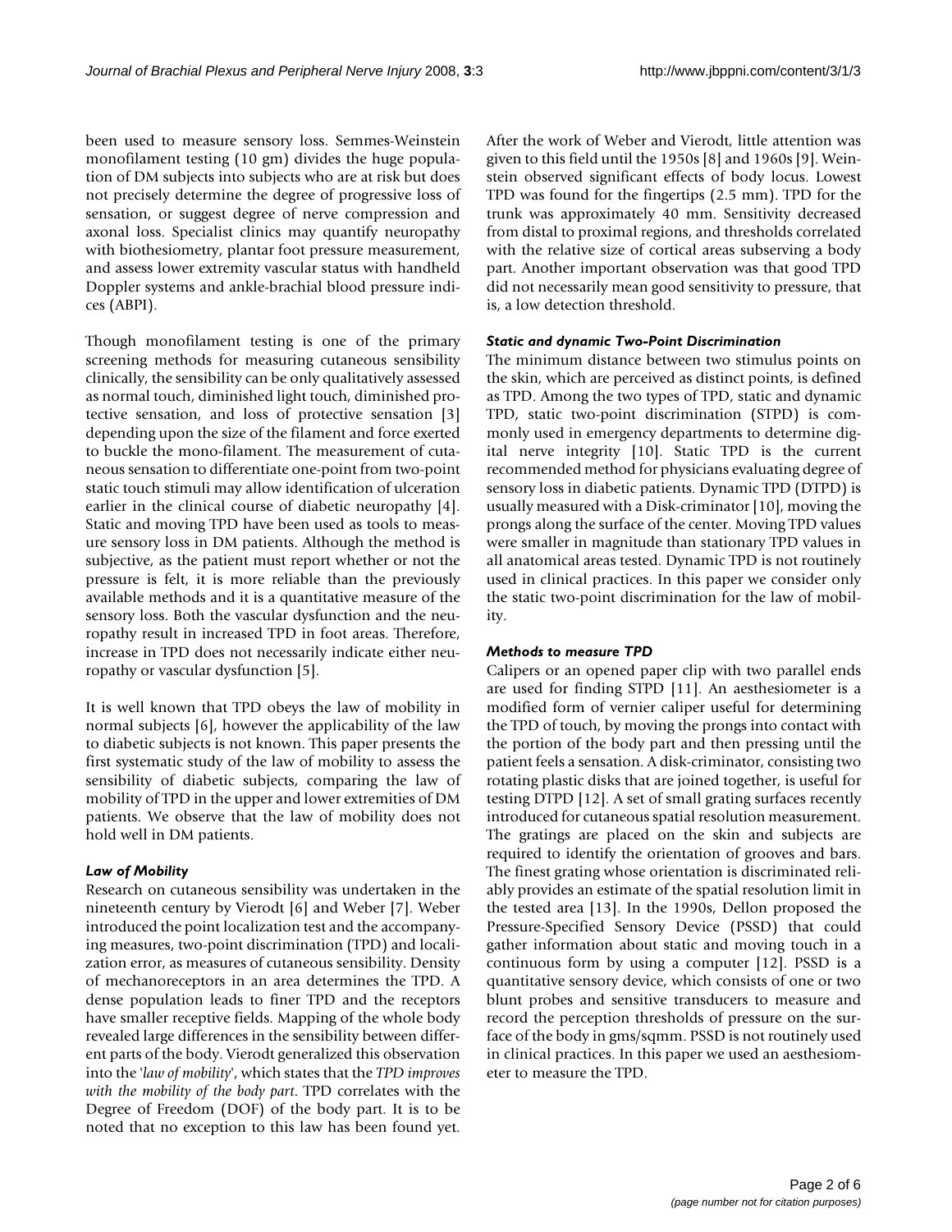been used to measure sensory loss. Semmes-Weinstein monofilament testing (10 gm) divides the huge population of DM subjects into subjects who are at risk but does not precisely determine the degree of progressive loss of sensation, or suggest degree of nerve compression and axonal loss. Specialist clinics may quantify neuropathy with biothesiometry, plantar foot pressure measurement, and assess lower extremity vascular status with handheld Doppler systems and ankle-brachial blood pressure indices (ABPI).

Though monofilament testing is one of the primary screening methods for measuring cutaneous sensibility clinically, the sensibility can be only qualitatively assessed as normal touch, diminished light touch, diminished protective sensation, and loss of protective sensation [3] depending upon the size of the filament and force exerted to buckle the mono-filament. The measurement of cutaneous sensation to differentiate one-point from two-point static touch stimuli may allow identification of ulceration earlier in the clinical course of diabetic neuropathy [4]. Static and moving TPD have been used as tools to measure sensory loss in DM patients. Although the method is subjective, as the patient must report whether or not the pressure is felt, it is more reliable than the previously available methods and it is a quantitative measure of the sensory loss. Both the vascular dysfunction and the neuropathy result in increased TPD in foot areas. Therefore, increase in TPD does not necessarily indicate either neuropathy or vascular dysfunction [5].

It is well known that TPD obeys the law of mobility in normal subjects [6], however the applicability of the law to diabetic subjects is not known. This paper presents the first systematic study of the law of mobility to assess the sensibility of diabetic subjects, comparing the law of mobility of TPD in the upper and lower extremities of DM patients. We observe that the law of mobility does not hold well in DM patients.

### *Law of Mobility*

Research on cutaneous sensibility was undertaken in the nineteenth century by Vierodt [6] and Weber [7]. Weber introduced the point localization test and the accompanying measures, two-point discrimination (TPD) and localization error, as measures of cutaneous sensibility. Density of mechanoreceptors in an area determines the TPD. A dense population leads to finer TPD and the receptors have smaller receptive fields. Mapping of the whole body revealed large differences in the sensibility between different parts of the body. Vierodt generalized this observation into the '*law of mobility*', which states that the *TPD improves with the mobility of the body part*. TPD correlates with the Degree of Freedom (DOF) of the body part. It is to be noted that no exception to this law has been found yet. After the work of Weber and Vierodt, little attention was given to this field until the 1950s [8] and 1960s [9]. Weinstein observed significant effects of body locus. Lowest TPD was found for the fingertips (2.5 mm). TPD for the trunk was approximately 40 mm. Sensitivity decreased from distal to proximal regions, and thresholds correlated with the relative size of cortical areas subserving a body part. Another important observation was that good TPD did not necessarily mean good sensitivity to pressure, that is, a low detection threshold.

### *Static and dynamic Two-Point Discrimination*

The minimum distance between two stimulus points on the skin, which are perceived as distinct points, is defined as TPD. Among the two types of TPD, static and dynamic TPD, static two-point discrimination (STPD) is commonly used in emergency departments to determine digital nerve integrity [10]. Static TPD is the current recommended method for physicians evaluating degree of sensory loss in diabetic patients. Dynamic TPD (DTPD) is usually measured with a Disk-criminator [10], moving the prongs along the surface of the center. Moving TPD values were smaller in magnitude than stationary TPD values in all anatomical areas tested. Dynamic TPD is not routinely used in clinical practices. In this paper we consider only the static two-point discrimination for the law of mobility.

### *Methods to measure TPD*

Calipers or an opened paper clip with two parallel ends are used for finding STPD [11]. An aesthesiometer is a modified form of vernier caliper useful for determining the TPD of touch, by moving the prongs into contact with the portion of the body part and then pressing until the patient feels a sensation. A disk-criminator, consisting two rotating plastic disks that are joined together, is useful for testing DTPD [12]. A set of small grating surfaces recently introduced for cutaneous spatial resolution measurement. The gratings are placed on the skin and subjects are required to identify the orientation of grooves and bars. The finest grating whose orientation is discriminated reliably provides an estimate of the spatial resolution limit in the tested area [13]. In the 1990s, Dellon proposed the Pressure-Specified Sensory Device (PSSD) that could gather information about static and moving touch in a continuous form by using a computer [12]. PSSD is a quantitative sensory device, which consists of one or two blunt probes and sensitive transducers to measure and record the perception thresholds of pressure on the surface of the body in gms/sqmm. PSSD is not routinely used in clinical practices. In this paper we used an aesthesiometer to measure the TPD.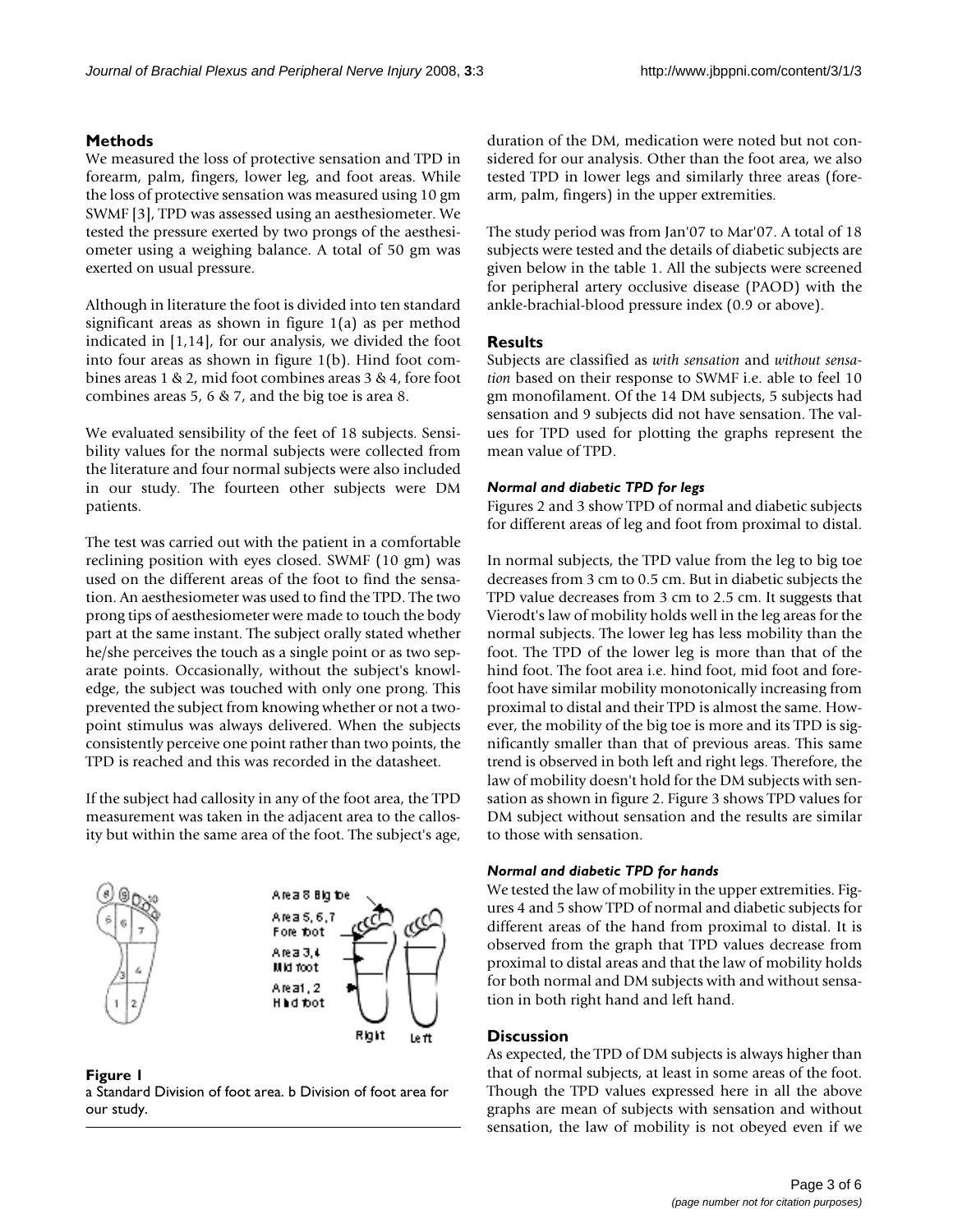## Methods

We measured the loss of protective sensation and TPD in forearm, palm, fingers, lower leg, and foot areas. While the loss of protective sensation was measured using 10 gm SWMF [3], TPD was assessed using an aesthesiometer. We tested the pressure exerted by two prongs of the aesthesiometer using a weighing balance. A total of 50 gm was exerted on usual pressure.

Although in literature the foot is divided into ten standard significant areas as shown in figure 1(a) as per method indicated in [1,14], for our analysis, we divided the foot into four areas as shown in figure 1(b). Hind foot combines areas 1 & 2, mid foot combines areas 3 & 4, fore foot combines areas 5, 6 & 7, and the big toe is area 8.

We evaluated sensibility of the feet of 18 subjects. Sensibility values for the normal subjects were collected from the literature and four normal subjects were also included in our study. The fourteen other subjects were DM patients.

The test was carried out with the patient in a comfortable reclining position with eyes closed. SWMF (10 gm) was used on the different areas of the foot to find the sensation. An aesthesiometer was used to find the TPD. The two prong tips of aesthesiometer were made to touch the body part at the same instant. The subject orally stated whether he/she perceives the touch as a single point or as two separate points. Occasionally, without the subject's knowledge, the subject was touched with only one prong. This prevented the subject from knowing whether or not a two-point stimulus was always delivered. When the subjects consistently perceive one point rather than two points, the TPD is reached and this was recorded in the datasheet.

If the subject had callosity in any of the foot area, the TPD measurement was taken in the adjacent area to the callosity but within the same area of the foot. The subject's age, duration of the DM, medication were noted but not considered for our analysis. Other than the foot area, we also tested TPD in lower legs and similarly three areas (forearm, palm, fingers) in the upper extremities.

The study period was from Jan'07 to Mar'07. A total of 18 subjects were tested and the details of diabetic subjects are given below in the table 1. All the subjects were screened for peripheral artery occlusive disease (PAOD) with the ankle-brachial-blood pressure index (0.9 or above).

**Figure 1**
a Standard Division of foot area. b Division of foot area for our study.

## Results

Subjects are classified as *with sensation* and *without sensation* based on their response to SWMF i.e. able to feel 10 gm monofilament. Of the 14 DM subjects, 5 subjects had sensation and 9 subjects did not have sensation. The values for TPD used for plotting the graphs represent the mean value of TPD.

### *Normal and diabetic TPD for legs*

Figures 2 and 3 show TPD of normal and diabetic subjects for different areas of leg and foot from proximal to distal.

In normal subjects, the TPD value from the leg to big toe decreases from 3 cm to 0.5 cm. But in diabetic subjects the TPD value decreases from 3 cm to 2.5 cm. It suggests that Vierodt's law of mobility holds well in the leg areas for the normal subjects. The lower leg has less mobility than the foot. The TPD of the lower leg is more than that of the hind foot. The foot area i.e. hind foot, mid foot and forefoot have similar mobility monotonically increasing from proximal to distal and their TPD is almost the same. However, the mobility of the big toe is more and its TPD is significantly smaller than that of previous areas. This same trend is observed in both left and right legs. Therefore, the law of mobility doesn't hold for the DM subjects with sensation as shown in figure 2. Figure 3 shows TPD values for DM subject without sensation and the results are similar to those with sensation.

### *Normal and diabetic TPD for hands*

We tested the law of mobility in the upper extremities. Figures 4 and 5 show TPD of normal and diabetic subjects for different areas of the hand from proximal to distal. It is observed from the graph that TPD values decrease from proximal to distal areas and that the law of mobility holds for both normal and DM subjects with and without sensation in both right hand and left hand.

## Discussion

As expected, the TPD of DM subjects is always higher than that of normal subjects, at least in some areas of the foot. Though the TPD values expressed here in all the above graphs are mean of subjects with sensation and without sensation, the law of mobility is not obeyed even if we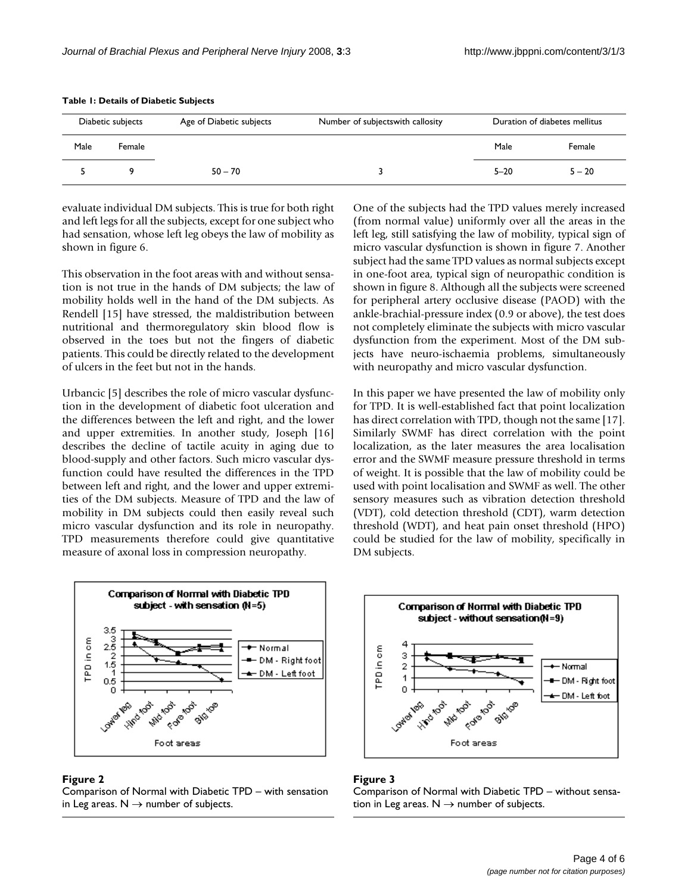**Table 1: Details of Diabetic Subjects**

| Diabetic subjects | | Age of Diabetic subjects | Number of subjectswith callosity | Duration of diabetes mellitus | |
|---|---|---|---|---|---|
| Male | Female | | | Male | Female |
| 5 | 9 | 50 – 70 | 3 | 5–20 | 5 – 20 |

evaluate individual DM subjects. This is true for both right and left legs for all the subjects, except for one subject who had sensation, whose left leg obeys the law of mobility as shown in figure 6.

This observation in the foot areas with and without sensation is not true in the hands of DM subjects; the law of mobility holds well in the hand of the DM subjects. As Rendell [15] have stressed, the maldistribution between nutritional and thermoregulatory skin blood flow is observed in the toes but not the fingers of diabetic patients. This could be directly related to the development of ulcers in the feet but not in the hands.

Urbancic [5] describes the role of micro vascular dysfunction in the development of diabetic foot ulceration and the differences between the left and right, and the lower and upper extremities. In another study, Joseph [16] describes the decline of tactile acuity in aging due to blood-supply and other factors. Such micro vascular dysfunction could have resulted the differences in the TPD between left and right, and the lower and upper extremities of the DM subjects. Measure of TPD and the law of mobility in DM subjects could then easily reveal such micro vascular dysfunction and its role in neuropathy. TPD measurements therefore could give quantitative measure of axonal loss in compression neuropathy.

One of the subjects had the TPD values merely increased (from normal value) uniformly over all the areas in the left leg, still satisfying the law of mobility, typical sign of micro vascular dysfunction is shown in figure 7. Another subject had the same TPD values as normal subjects except in one-foot area, typical sign of neuropathic condition is shown in figure 8. Although all the subjects were screened for peripheral artery occlusive disease (PAOD) with the ankle-brachial-pressure index (0.9 or above), the test does not completely eliminate the subjects with micro vascular dysfunction from the experiment. Most of the DM subjects have neuro-ischaemia problems, simultaneously with neuropathy and micro vascular dysfunction.

In this paper we have presented the law of mobility only for TPD. It is well-established fact that point localization has direct correlation with TPD, though not the same [17]. Similarly SWMF has direct correlation with the point localization, as the later measures the area localisation error and the SWMF measure pressure threshold in terms of weight. It is possible that the law of mobility could be used with point localisation and SWMF as well. The other sensory measures such as vibration detection threshold (VDT), cold detection threshold (CDT), warm detection threshold (WDT), and heat pain onset threshold (HPO) could be studied for the law of mobility, specifically in DM subjects.

**Figure 2**
Comparison of Normal with Diabetic TPD – with sensation in Leg areas. N → number of subjects.

**Figure 3**
Comparison of Normal with Diabetic TPD – without sensation in Leg areas. N → number of subjects.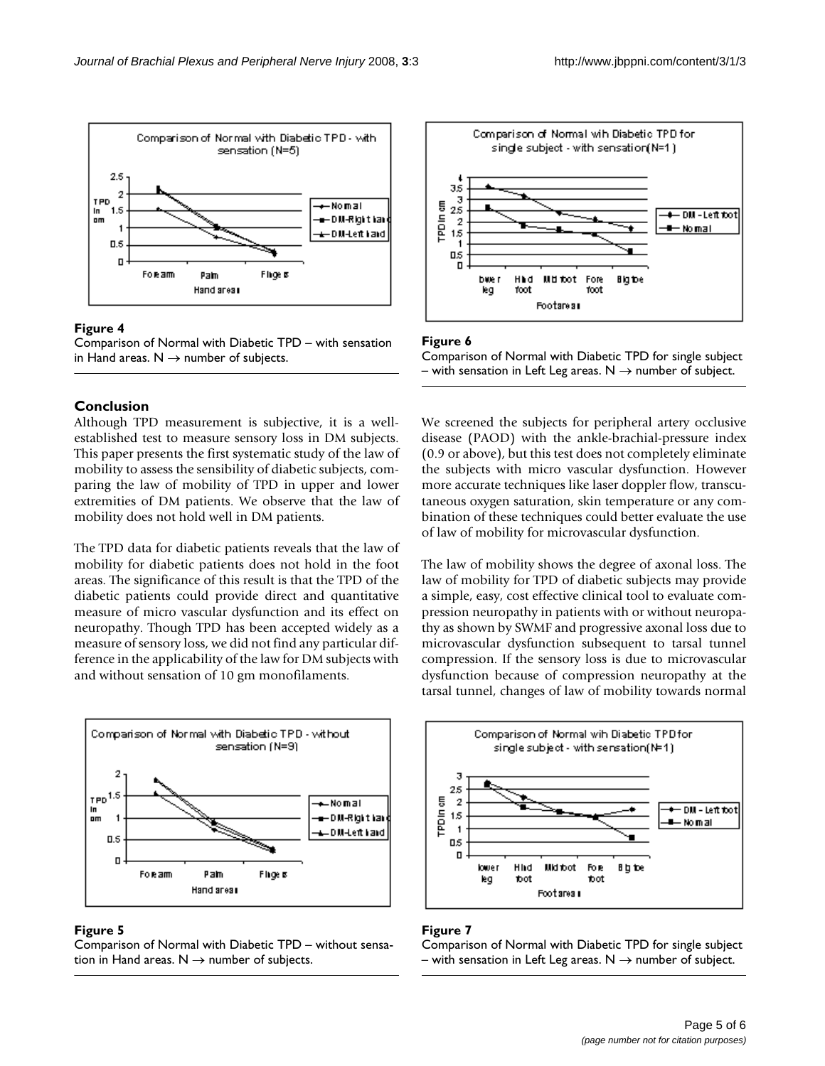**Figure 4**
Comparison of Normal with Diabetic TPD – with sensation in Hand areas. N → number of subjects.

## Conclusion

Although TPD measurement is subjective, it is a well-established test to measure sensory loss in DM subjects. This paper presents the first systematic study of the law of mobility to assess the sensibility of diabetic subjects, comparing the law of mobility of TPD in upper and lower extremities of DM patients. We observe that the law of mobility does not hold well in DM patients.

The TPD data for diabetic patients reveals that the law of mobility for diabetic patients does not hold in the foot areas. The significance of this result is that the TPD of the diabetic patients could provide direct and quantitative measure of micro vascular dysfunction and its effect on neuropathy. Though TPD has been accepted widely as a measure of sensory loss, we did not find any particular difference in the applicability of the law for DM subjects with and without sensation of 10 gm monofilaments.

**Figure 5**
Comparison of Normal with Diabetic TPD – without sensation in Hand areas. N → number of subjects.

**Figure 6**
Comparison of Normal with Diabetic TPD for single subject – with sensation in Left Leg areas. N → number of subject.

We screened the subjects for peripheral artery occlusive disease (PAOD) with the ankle-brachial-pressure index (0.9 or above), but this test does not completely eliminate the subjects with micro vascular dysfunction. However more accurate techniques like laser doppler flow, transcutaneous oxygen saturation, skin temperature or any combination of these techniques could better evaluate the use of law of mobility for microvascular dysfunction.

The law of mobility shows the degree of axonal loss. The law of mobility for TPD of diabetic subjects may provide a simple, easy, cost effective clinical tool to evaluate compression neuropathy in patients with or without neuropathy as shown by SWMF and progressive axonal loss due to microvascular dysfunction subsequent to tarsal tunnel compression. If the sensory loss is due to microvascular dysfunction because of compression neuropathy at the tarsal tunnel, changes of law of mobility towards normal

**Figure 7**
Comparison of Normal with Diabetic TPD for single subject – with sensation in Left Leg areas. N → number of subject.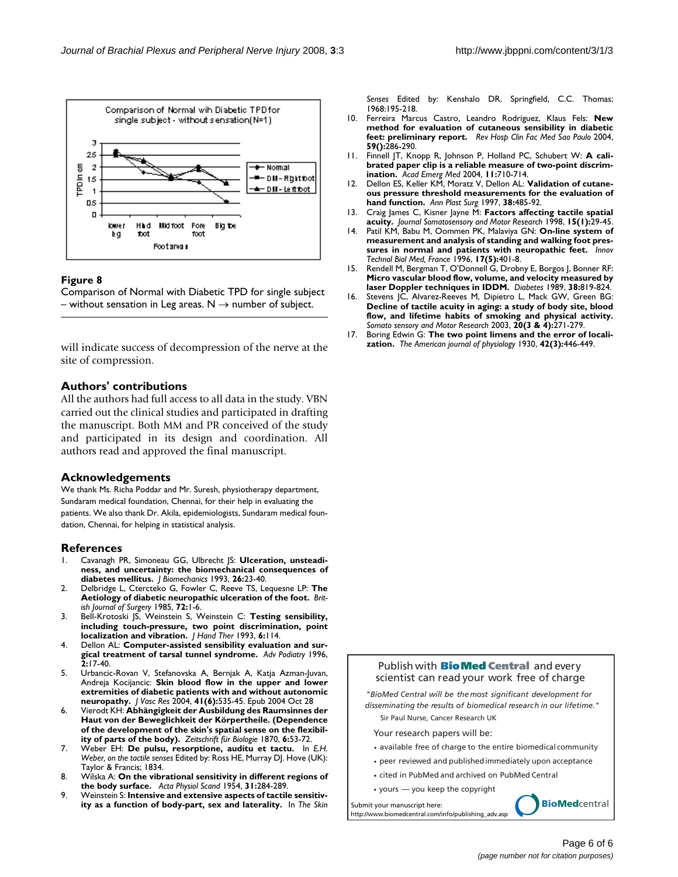Comparison of Normal wih Diabetic TPD for single subject - without sensation(N=1)

TPD in cm

3
2.5
2
1.5
1
0.5
0

Lower leg
Hind foot
Mid foot
Fore foot
Big toe

Foot area

Normal
DM - Right foot
DM - Left foot

**Figure 8**

Comparison of Normal with Diabetic TPD for single subject – without sensation in Leg areas. N → number of subject.

will indicate success of decompression of the nerve at the site of compression.

## Authors' contributions

All the authors had full access to all data in the study. VBN carried out the clinical studies and participated in drafting the manuscript. Both MM and PR conceived of the study and participated in its design and coordination. All authors read and approved the final manuscript.

## Acknowledgements

We thank Ms. Richa Poddar and Mr. Suresh, physiotherapy department, Sundaram medical foundation, Chennai, for their help in evaluating the patients. We also thank Dr. Akila, epidemiologists, Sundaram medical foundation, Chennai, for helping in statistical analysis.

## References

1. Cavanagh PR, Simoneau GG, Ulbrecht JS: **Ulceration, unsteadiness, and uncertainty: the biomechanical consequences of diabetes mellitus.** *J Biomechanics* 1993, **26:**23-40.
2. Delbridge L, Ctercteko G, Fowler C, Reeve TS, Lequesne LP: **The Aetiology of diabetic neuropathic ulceration of the foot.** *British Journal of Surgery* 1985, **72:**1-6.
3. Bell-Krotoski JS, Weinstein S, Weinstein C: **Testing sensibility, including touch-pressure, two point discrimination, point localization and vibration.** *J Hand Ther* 1993, **6:**114.
4. Dellon AL: **Computer-assisted sensibility evaluation and surgical treatment of tarsal tunnel syndrome.** *Adv Podiatry* 1996, **2:**17-40.
5. Urbancic-Rovan V, Stefanovska A, Bernjak A, Katja Azman-Juvan, Andreja Kocijancic: **Skin blood flow in the upper and lower extremities of diabetic patients with and without autonomic neuropathy.** *J Vasc Res* 2004, **41(6):**535-45. Epub 2004 Oct 28
6. Vierodt KH: **Abhängigkeit der Ausbildung des Raumsinnes der Haut von der Beweglichkeit der Körpertheile. (Dependence of the development of the skin's spatial sense on the flexibility of parts of the body).** *Zeitschrift für Biologie* 1870, **6:**53-72.
7. Weber EH: **De pulsu, resorptione, auditu et tactu.** In *E.H. Weber, on the tactile senses* Edited by: Ross HE, Murray DJ. Hove (UK): Taylor & Francis; 1834.
8. Wilska A: **On the vibrational sensitivity in different regions of the body surface.** *Acta Physiol Scand* 1954, **31:**284-289.
9. Weinstein S: **Intensive and extensive aspects of tactile sensitivity as a function of body-part, sex and laterality.** In *The Skin Senses* Edited by: Kenshalo DR. Springfield, C.C. Thomas; 1968:195-218.
10. Ferreira Marcus Castro, Leandro Rodriguez, Klaus Fels: **New method for evaluation of cutaneous sensibility in diabetic feet: preliminary report.** *Rev Hosp Clin Fac Med Sao Paulo* 2004, **59():**286-290.
11. Finnell JT, Knopp R, Johnson P, Holland PC, Schubert W: **A calibrated paper clip is a reliable measure of two-point discrimination.** *Acad Emerg Med* 2004, **11:**710-714.
12. Dellon ES, Keller KM, Moratz V, Dellon AL: **Validation of cutaneous pressure threshold measurements for the evaluation of hand function.** *Ann Plast Surg* 1997, **38:**485-92.
13. Craig James C, Kisner Jayne M: **Factors affecting tactile spatial acuity.** *Journal Somatosensory and Motor Research* 1998, **15(1):**29-45.
14. Patil KM, Babu M, Oommen PK, Malaviya GN: **On-line system of measurement and analysis of standing and walking foot pressures in normal and patients with neuropathic feet.** *Innov Technol Biol Med, France* 1996, **17(5):**401-8.
15. Rendell M, Bergman T, O'Donnell G, Drobny E, Borgos J, Bonner RF: **Micro vascular blood flow, volume, and velocity measured by laser Doppler techniques in IDDM.** *Diabetes* 1989, **38:**819-824.
16. Stevens JC, Alvarez-Reeves M, Dipietro L, Mack GW, Green BG: **Decline of tactile acuity in aging: a study of body site, blood flow, and lifetime habits of smoking and physical activity.** *Somato sensory and Motor Research* 2003, **20(3 & 4):**271-279.
17. Boring Edwin G: **The two point limens and the error of localization.** *The American journal of physiology* 1930, **42(3):**446-449.